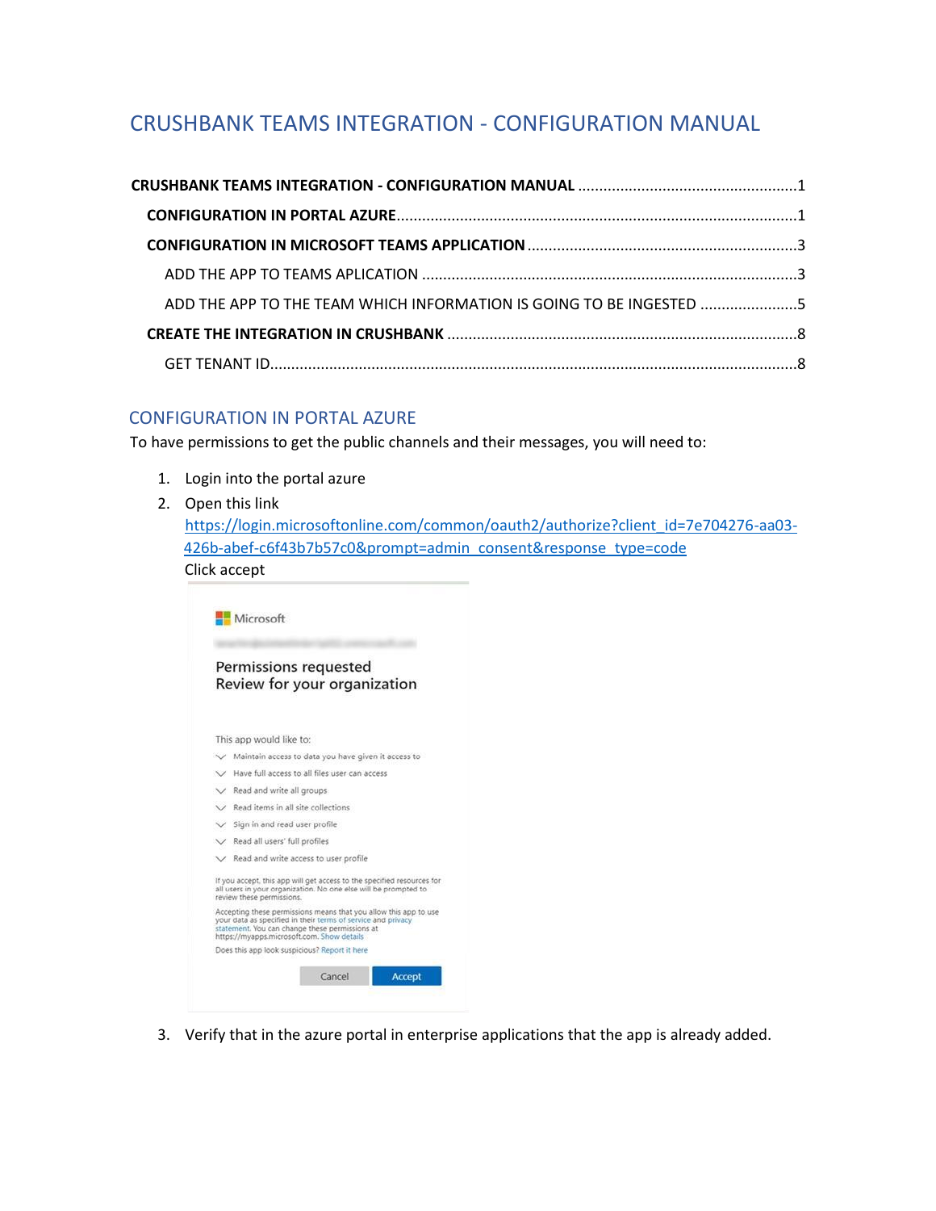# CRUSHBANK TEAMS INTEGRATION - CONFIGURATION MANUAL

**CRUSHBANK TEAMS INTEGRATION - CONFIGURATION MANUAL** .......................................................1

**CONFIGURATION IN PORTAL AZURE**.......................................................................................1

**CONFIGURATION IN MICROSOFT TEAMS APPLICATION** ........................................................3

ADD THE APP TO TEAMS APLICATION .......................................................................................3

ADD THE APP TO THE TEAM WHICH INFORMATION IS GOING TO BE INGESTED .......................5

**CREATE THE INTEGRATION IN CRUSHBANK** ..........................................................................8

GET TENANT ID...........................................................................................................................8

## CONFIGURATION IN PORTAL AZURE

To have permissions to get the public channels and their messages, you will need to:

1. Login into the portal azure
2. Open this link [https://login.microsoftonline.com/common/oauth2/authorize?client_id=7e704276-aa03-426b-abef-c6f43b7b57c0&prompt=admin_consent&response_type=code](https://login.microsoftonline.com/common/oauth2/authorize?client_id=7e704276-aa03-426b-abef-c6f43b7b57c0&prompt=admin_consent&response_type=code)
   Click accept
3. Verify that in the azure portal in enterprise applications that the app is already added.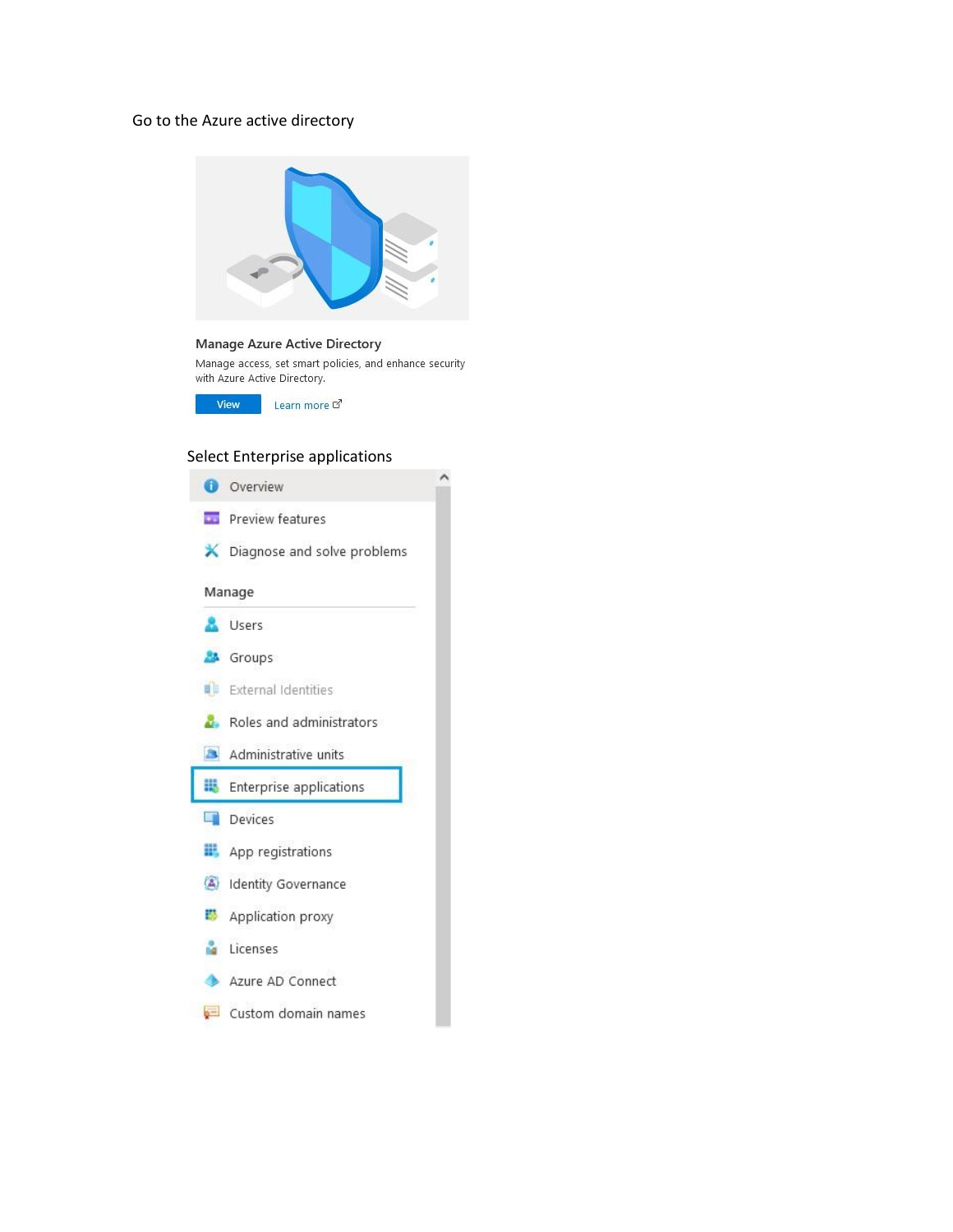Go to the Azure active directory

Manage Azure Active Directory

Manage access, set smart policies, and enhance security with Azure Active Directory.

View Learn more

Select Enterprise applications

- Overview
- Preview features
- Diagnose and solve problems

Manage

- Users
- Groups
- External Identities
- Roles and administrators
- Administrative units
- Enterprise applications
- Devices
- App registrations
- Identity Governance
- Application proxy
- Licenses
- Azure AD Connect
- Custom domain names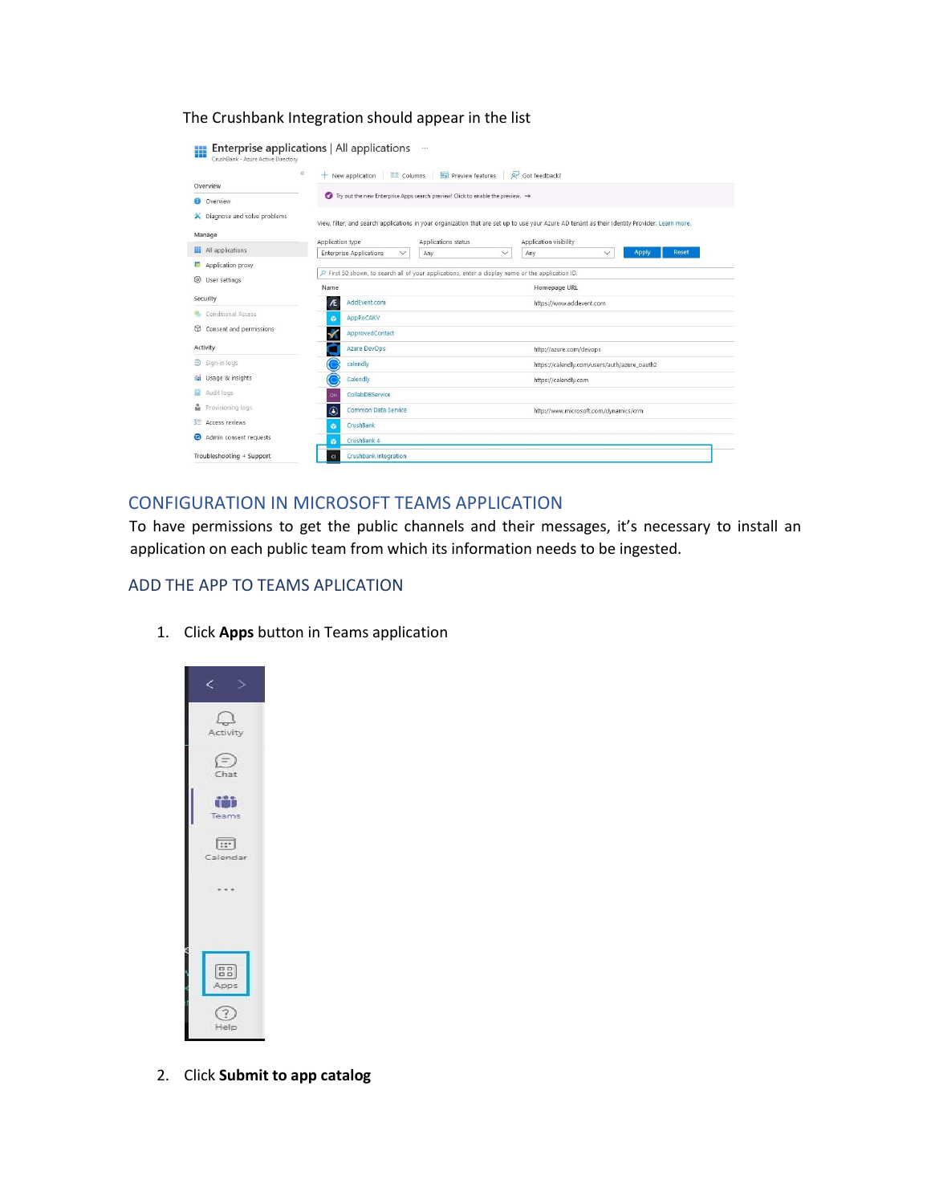The Crushbank Integration should appear in the list

## CONFIGURATION IN MICROSOFT TEAMS APPLICATION

To have permissions to get the public channels and their messages, it's necessary to install an application on each public team from which its information needs to be ingested.

## ADD THE APP TO TEAMS APLICATION

1. Click **Apps** button in Teams application

2. Click **Submit to app catalog**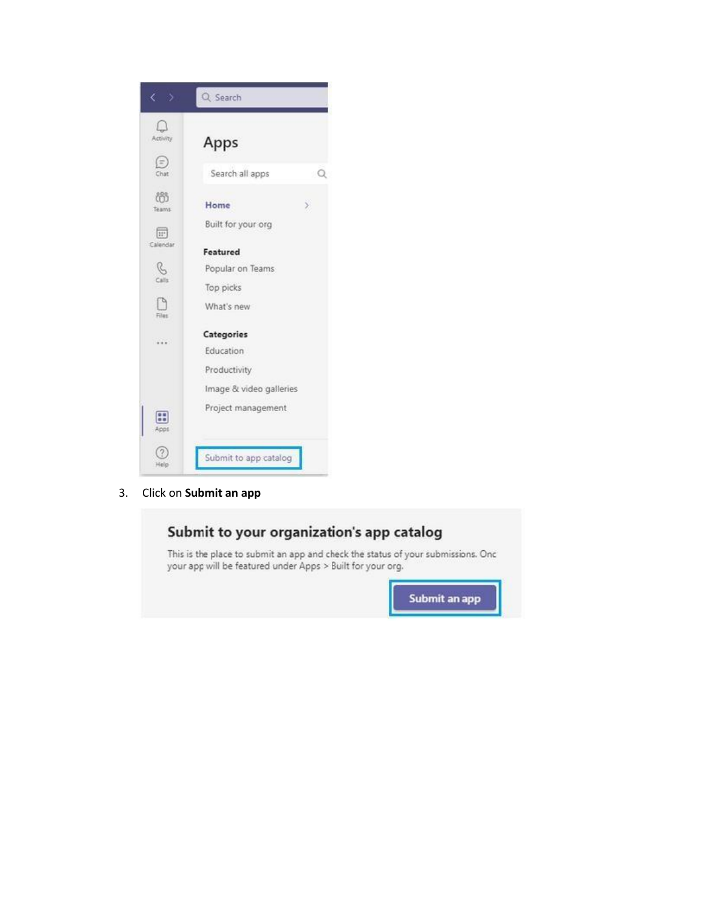3. Click on **Submit an app**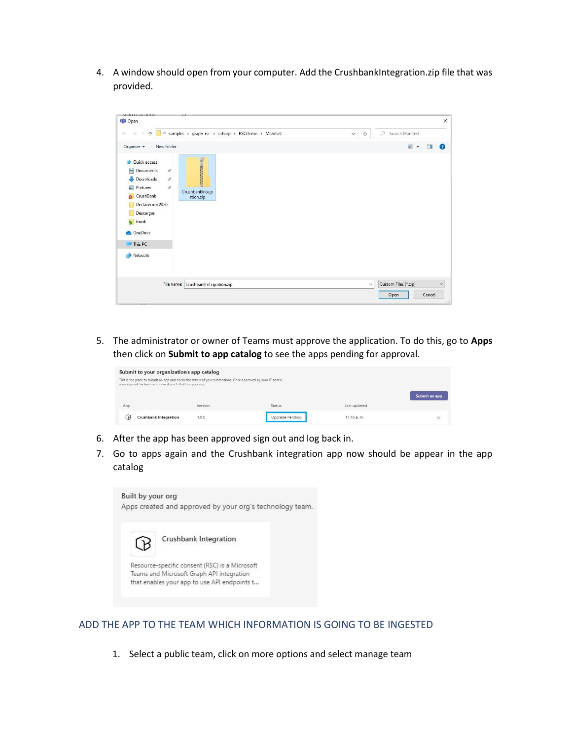4. A window should open from your computer. Add the CrushbankIntegration.zip file that was provided.

5. The administrator or owner of Teams must approve the application. To do this, go to **Apps** then click on **Submit to app catalog** to see the apps pending for approval.

6. After the app has been approved sign out and log back in.
7. Go to apps again and the Crushbank integration app now should be appear in the app catalog

## ADD THE APP TO THE TEAM WHICH INFORMATION IS GOING TO BE INGESTED

1. Select a public team, click on more options and select manage team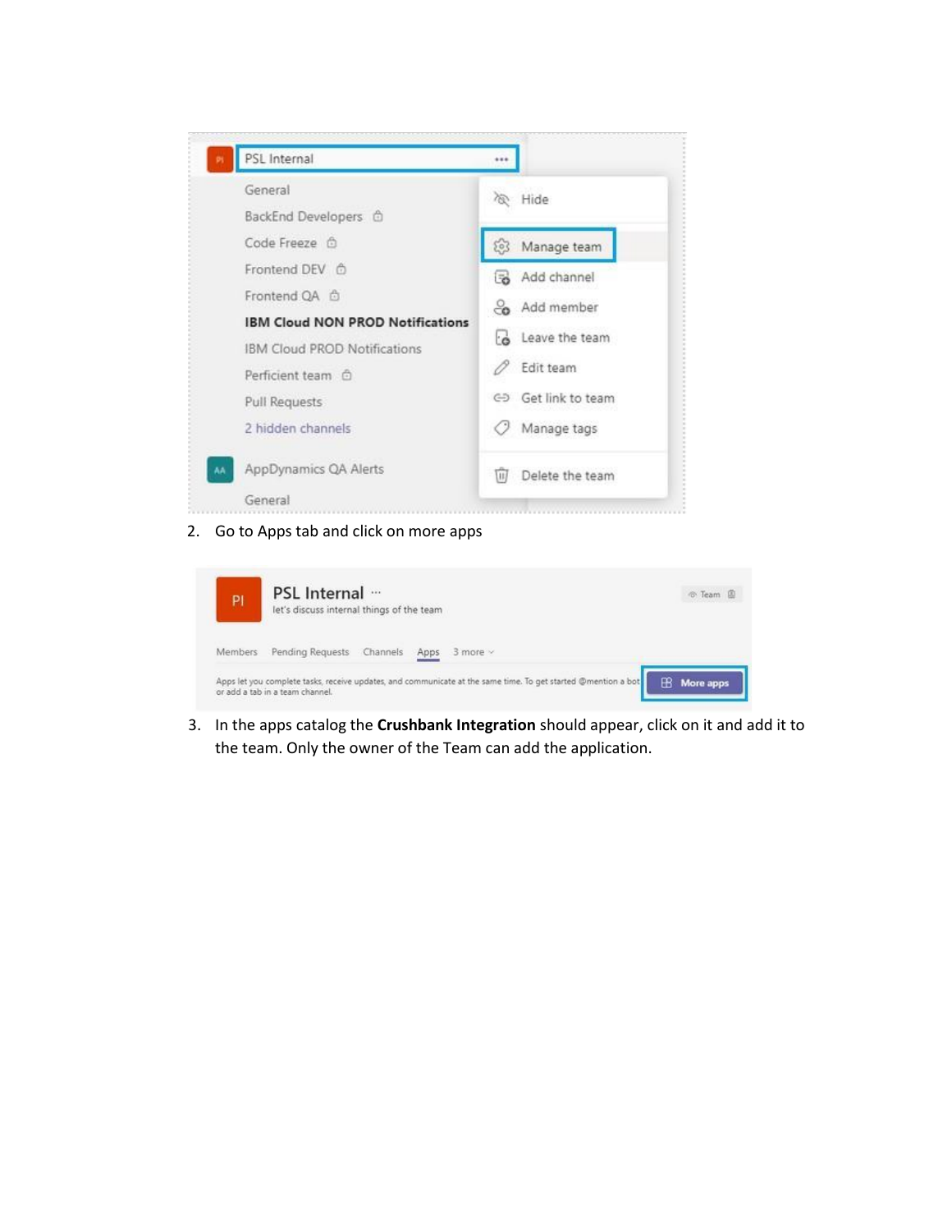2. Go to Apps tab and click on more apps

3. In the apps catalog the **Crushbank Integration** should appear, click on it and add it to the team. Only the owner of the Team can add the application.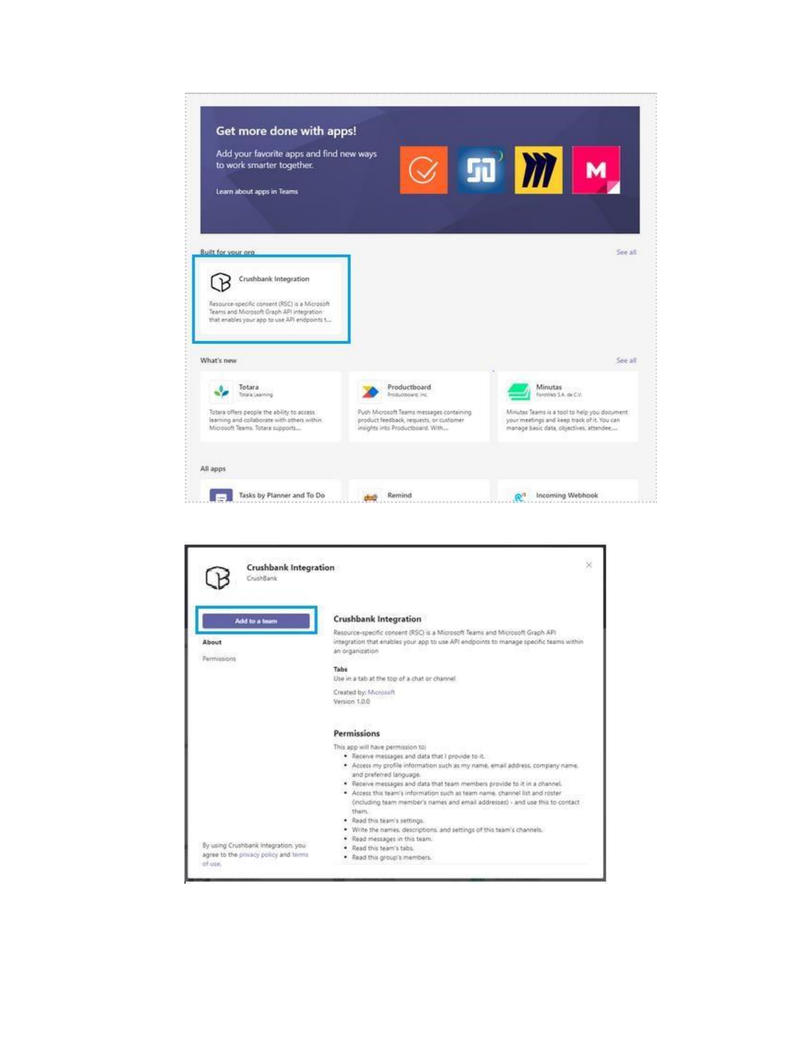Get more done with apps!

Add your favorite apps and find new ways to work smarter together.

Learn about apps in Teams

Built for your org | See all

**Crushbank Integration**

Resource-specific consent (RSC) is a Microsoft Teams and Microsoft Graph API integration that enables your app to use API endpoints t...

What's new | See all

**Totara**
Totara Learning
Totara offers people the ability to access learning and collaborate with others within Microsoft Teams. Totara supports...

**Productboard**
Productboard, Inc.
Push Microsoft Teams messages containing product feedback, requests, or customer insights into Productboard. With...

**Minutas**
FonWeb S.A. de C.V.
Minutas Teams is a tool to help you document your meetings and keep track of it. You can manage basic data, objectives, attendee,...

All apps

Tasks by Planner and To Do | Remind | Incoming Webhook

---

**Crushbank Integration**
CrushBank

Add to a team

About

Permissions

By using Crushbank Integration, you agree to the privacy policy and terms of use.

### Crushbank Integration

Resource-specific consent (RSC) is a Microsoft Teams and Microsoft Graph API integration that enables your app to use API endpoints to manage specific teams within an organization

**Tabs**
Use in a tab at the top of a chat or channel

Created by: Microsoft
Version 1.0.0

### Permissions

This app will have permission to:

- Receive messages and data that I provide to it.
- Access my profile information such as my name, email address, company name, and preferred language.
- Receive messages and data that team members provide to it in a channel.
- Access this team's information such as team name, channel list and roster (including team member's names and email addresses) - and use this to contact them.
- Read this team's settings.
- Write the names, descriptions, and settings of this team's channels.
- Read messages in this team.
- Read this team's tabs.
- Read this group's members.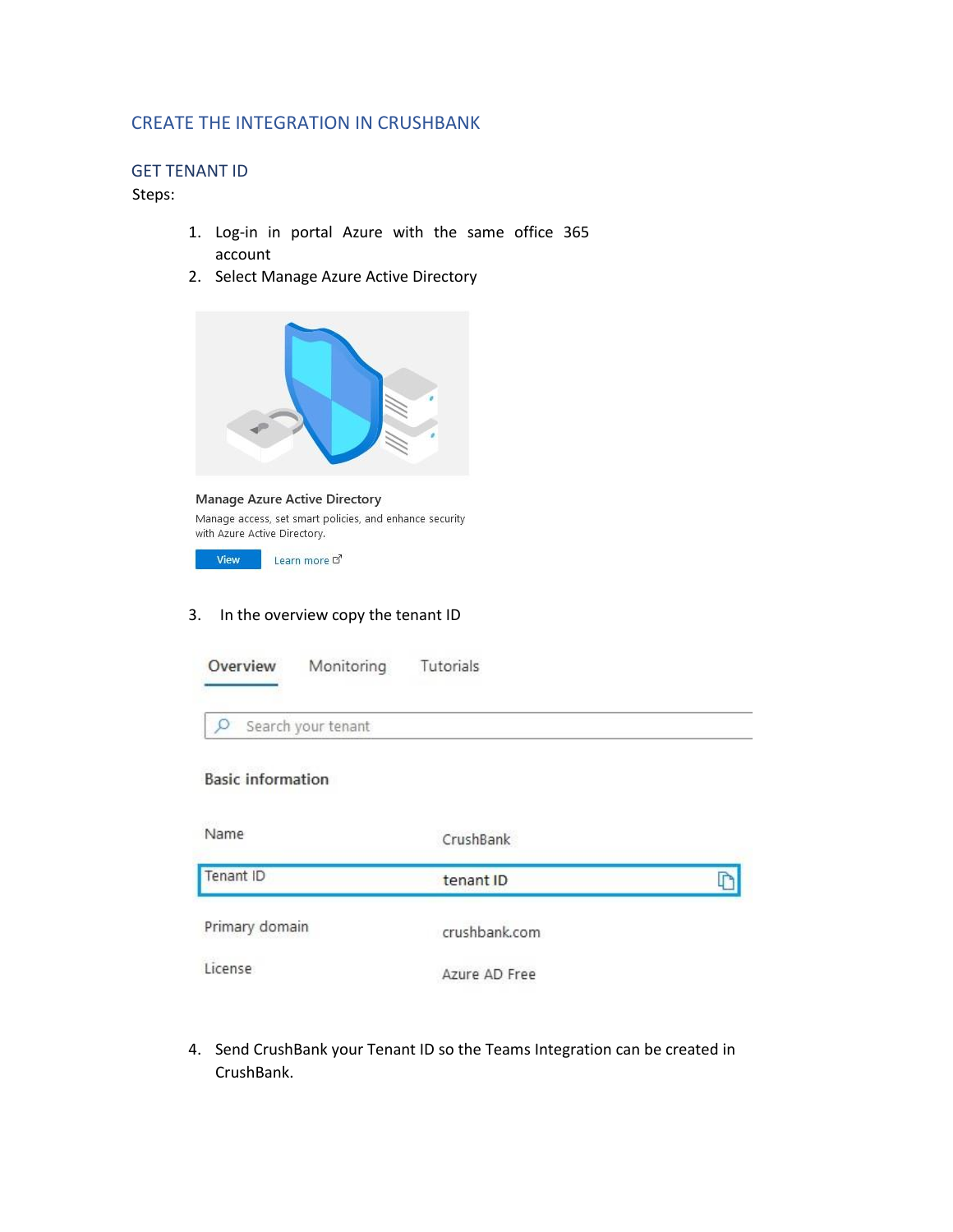## CREATE THE INTEGRATION IN CRUSHBANK

### GET TENANT ID

Steps:

1. Log-in in portal Azure with the same office 365 account
2. Select Manage Azure Active Directory

**Manage Azure Active Directory**

Manage access, set smart policies, and enhance security with Azure Active Directory.

View | Learn more

3. In the overview copy the tenant ID

Overview | Monitoring | Tutorials

Search your tenant

**Basic information**

| | |
|---|---|
| Name | CrushBank |
| Tenant ID | tenant ID |
| Primary domain | crushbank.com |
| License | Azure AD Free |

4. Send CrushBank your Tenant ID so the Teams Integration can be created in CrushBank.